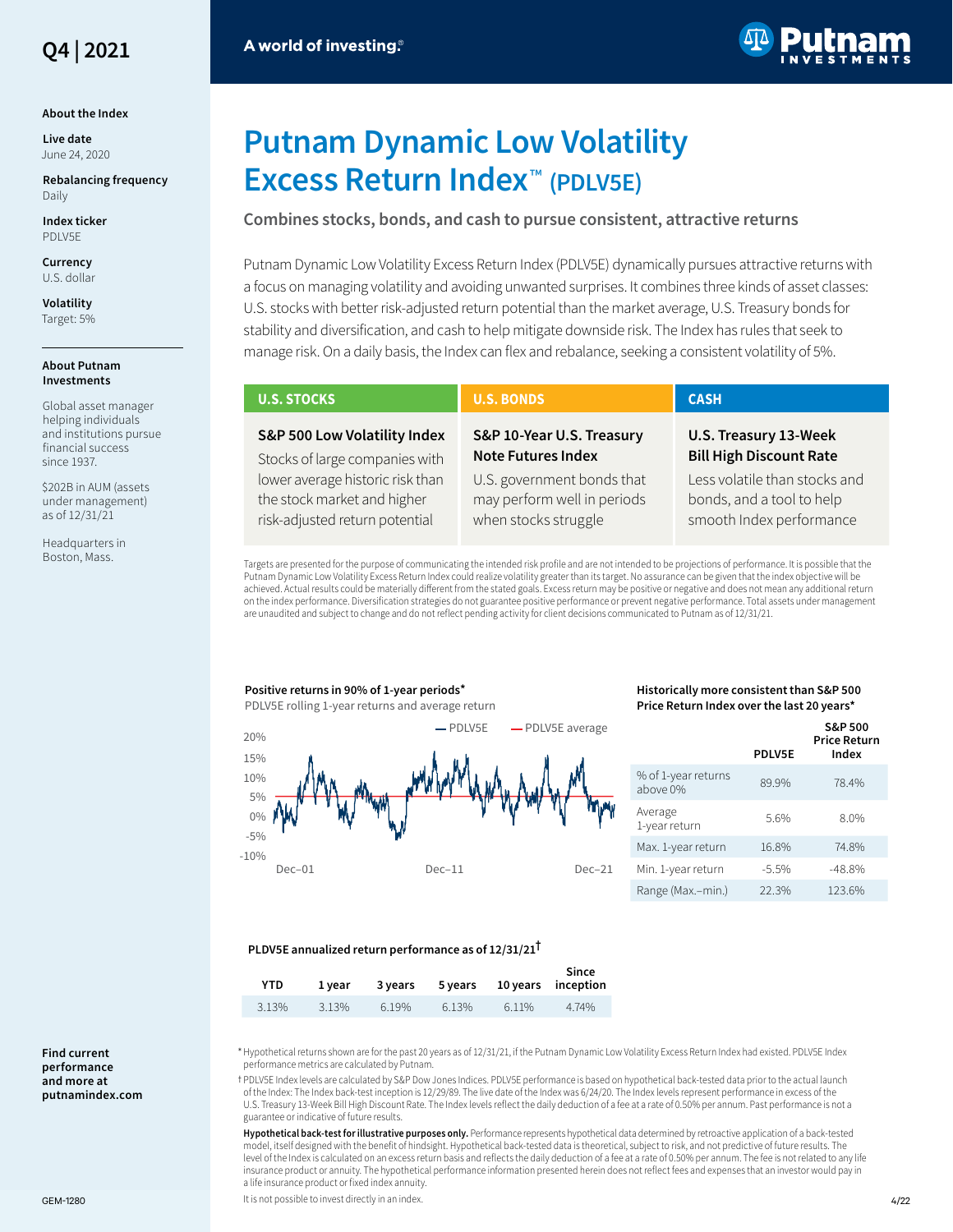Q4 | 2021

A world of investing.®

# Putnam Dynamic Low Volatility Excess Return Index™ (PDLV5E)

**Combines stocks, bonds, and cash to pursue consistent, attractive returns**

Putnam Dynamic Low Volatility Excess Return Index (PDLV5E) dynamically pursues attractive returns with a focus on managing volatility and avoiding unwanted surprises. It combines three kinds of asset classes: U.S. stocks with better risk-adjusted return potential than the market average, U.S. Treasury bonds for stability and diversification, and cash to help mitigate downside risk. The Index has rules that seek to manage risk. On a daily basis, the Index can flex and rebalance, seeking a consistent volatility of 5%.

| U.S. STOCKS | U.S. BONDS | CASH |
|---|---|---|
| **S&P 500 Low Volatility Index** Stocks of large companies with lower average historic risk than the stock market and higher risk-adjusted return potential | **S&P 10-Year U.S. Treasury Note Futures Index** U.S. government bonds that may perform well in periods when stocks struggle | **U.S. Treasury 13-Week Bill High Discount Rate** Less volatile than stocks and bonds, and a tool to help smooth Index performance |

Targets are presented for the purpose of communicating the intended risk profile and are not intended to be projections of performance. It is possible that the Putnam Dynamic Low Volatility Excess Return Index could realize volatility greater than its target. No assurance can be given that the index objective will be achieved. Actual results could be materially different from the stated goals. Excess return may be positive or negative and does not mean any additional return on the index performance. Diversification strategies do not guarantee positive performance or prevent negative performance. Total assets under management are unaudited and subject to change and do not reflect pending activity for client decisions communicated to Putnam as of 12/31/21.

**Positive returns in 90% of 1-year periods***

PDLV5E rolling 1-year returns and average return

**Historically more consistent than S&P 500 Price Return Index over the last 20 years***

| | PDLV5E | S&P 500 Price Return Index |
|---|---|---|
| % of 1-year returns above 0% | 89.9% | 78.4% |
| Average 1-year return | 5.6% | 8.0% |
| Max. 1-year return | 16.8% | 74.8% |
| Min. 1-year return | -5.5% | -48.8% |
| Range (Max.–min.) | 22.3% | 123.6% |

**PLDV5E annualized return performance as of 12/31/21†**

| YTD | 1 year | 3 years | 5 years | 10 years | Since inception |
|---|---|---|---|---|---|
| 3.13% | 3.13% | 6.19% | 6.13% | 6.11% | 4.74% |

**About the Index**

**Live date**
June 24, 2020

**Rebalancing frequency**
Daily

**Index ticker**
PDLV5E

**Currency**
U.S. dollar

**Volatility**
Target: 5%

**About Putnam Investments**

Global asset manager helping individuals and institutions pursue financial success since 1937.

$202B in AUM (assets under management) as of 12/31/21

Headquarters in Boston, Mass.

**Find current performance and more at putnamindex.com**

* Hypothetical returns shown are for the past 20 years as of 12/31/21, if the Putnam Dynamic Low Volatility Excess Return Index had existed. PDLV5E Index performance metrics are calculated by Putnam.

† PDLV5E Index levels are calculated by S&P Dow Jones Indices. PDLV5E performance is based on hypothetical back-tested data prior to the actual launch of the Index: The Index back-test inception is 12/29/89. The live date of the Index was 6/24/20. The Index levels represent performance in excess of the U.S. Treasury 13-Week Bill High Discount Rate. The Index levels reflect the daily deduction of a fee at a rate of 0.50% per annum. Past performance is not a guarantee or indicative of future results.

**Hypothetical back-test for illustrative purposes only.** Performance represents hypothetical data determined by retroactive application of a back-tested model, itself designed with the benefit of hindsight. Hypothetical back-tested data is theoretical, subject to risk, and not predictive of future results. The level of the Index is calculated on an excess return basis and reflects the daily deduction of a fee at a rate of 0.50% per annum. The fee is not related to any life insurance product or annuity. The hypothetical performance information presented herein does not reflect fees and expenses that an investor would pay in a life insurance product or fixed index annuity.

It is not possible to invest directly in an index.

GEM-1280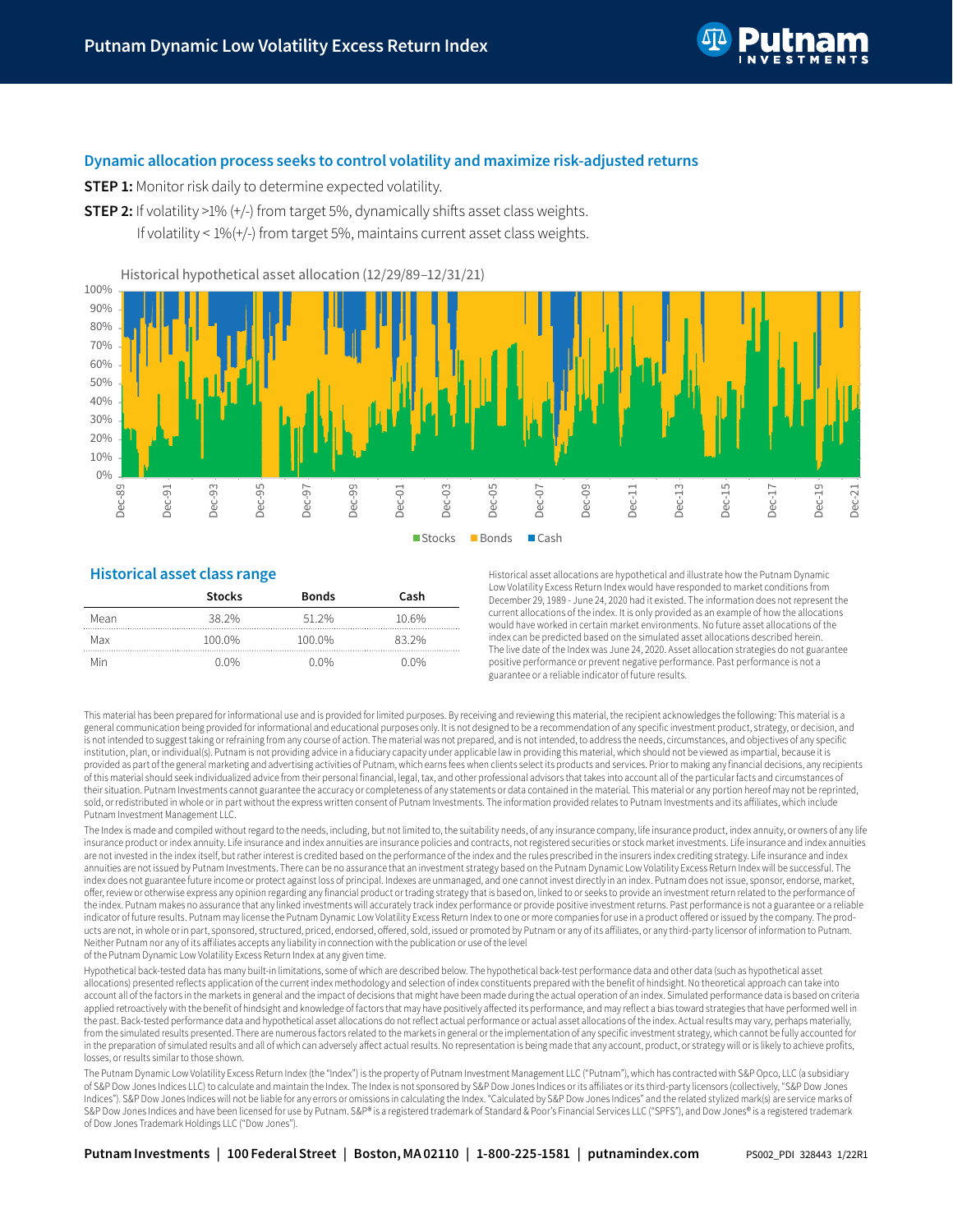Putnam Dynamic Low Volatility Excess Return Index

## Dynamic allocation process seeks to control volatility and maximize risk-adjusted returns

**STEP 1:** Monitor risk daily to determine expected volatility.

**STEP 2:** If volatility >1% (+/-) from target 5%, dynamically shifts asset class weights.
If volatility < 1%(+/-) from target 5%, maintains current asset class weights.

Historical hypothetical asset allocation (12/29/89–12/31/21)

100%
90%
80%
70%
60%
50%
40%
30%
20%
10%
0%

Dec-89 Dec-91 Dec-93 Dec-95 Dec-97 Dec-99 Dec-01 Dec-03 Dec-05 Dec-07 Dec-09 Dec-11 Dec-13 Dec-15 Dec-17 Dec-19 Dec-21

Stocks Bonds Cash

## Historical asset class range

| | Stocks | Bonds | Cash |
|---|---|---|---|
| Mean | 38.2% | 51.2% | 10.6% |
| Max | 100.0% | 100.0% | 83.2% |
| Min | 0.0% | 0.0% | 0.0% |

Historical asset allocations are hypothetical and illustrate how the Putnam Dynamic Low Volatility Excess Return Index would have responded to market conditions from December 29, 1989 - June 24, 2020 had it existed. The information does not represent the current allocations of the index. It is only provided as an example of how the allocations would have worked in certain market environments. No future asset allocations of the index can be predicted based on the simulated asset allocations described herein. The live date of the Index was June 24, 2020. Asset allocation strategies do not guarantee positive performance or prevent negative performance. Past performance is not a guarantee or a reliable indicator of future results.

This material has been prepared for informational use and is provided for limited purposes. By receiving and reviewing this material, the recipient acknowledges the following: This material is a general communication being provided for informational and educational purposes only. It is not designed to be a recommendation of any specific investment product, strategy, or decision, and is not intended to suggest taking or refraining from any course of action. The material was not prepared, and is not intended, to address the needs, circumstances, and objectives of any specific institution, plan, or individual(s). Putnam is not providing advice in a fiduciary capacity under applicable law in providing this material, which should not be viewed as impartial, because it is provided as part of the general marketing and advertising activities of Putnam, which earns fees when clients select its products and services. Prior to making any financial decisions, any recipients of this material should seek individualized advice from their personal financial, legal, tax, and other professional advisors that takes into account all of the particular facts and circumstances of their situation. Putnam Investments cannot guarantee the accuracy or completeness of any statements or data contained in the material. This material or any portion hereof may not be reprinted, sold, or redistributed in whole or in part without the express written consent of Putnam Investments. The information provided relates to Putnam Investments and its affiliates, which include Putnam Investment Management LLC.

The Index is made and compiled without regard to the needs, including, but not limited to, the suitability needs, of any insurance company, life insurance product, index annuity, or owners of any life insurance product or index annuity. Life insurance and index annuities are insurance policies and contracts, not registered securities or stock market investments. Life insurance and index annuities are not invested in the index itself, but rather interest is credited based on the performance of the index and the rules prescribed in the insurers index crediting strategy. Life insurance and index annuities are not issued by Putnam Investments. There can be no assurance that an investment strategy based on the Putnam Dynamic Low Volatility Excess Return Index will be successful. The index does not guarantee future income or protect against loss of principal. Indexes are unmanaged, and one cannot invest directly in an index. Putnam does not issue, sponsor, endorse, market, offer, review or otherwise express any opinion regarding any financial product or trading strategy that is based on, linked to or seeks to provide an investment return related to the performance of the index. Putnam makes no assurance that any linked investments will accurately track index performance or provide positive investment returns. Past performance is not a guarantee or a reliable indicator of future results. Putnam may license the Putnam Dynamic Low Volatility Excess Return Index to one or more companies for use in a product offered or issued by the company. The products are not, in whole or in part, sponsored, structured, priced, endorsed, offered, sold, issued or promoted by Putnam or any of its affiliates, or any third-party licensor of information to Putnam. Neither Putnam nor any of its affiliates accepts any liability in connection with the publication or use of the level of the Putnam Dynamic Low Volatility Excess Return Index at any given time.

Hypothetical back-tested data has many built-in limitations, some of which are described below. The hypothetical back-test performance data and other data (such as hypothetical asset allocations) presented reflects application of the current index methodology and selection of index constituents prepared with the benefit of hindsight. No theoretical approach can take into account all of the factors in the markets in general and the impact of decisions that might have been made during the actual operation of an index. Simulated performance data is based on criteria applied retroactively with the benefit of hindsight and knowledge of factors that may have positively affected its performance, and may reflect a bias toward strategies that have performed well in the past. Back-tested performance data and hypothetical asset allocations do not reflect actual performance or actual asset allocations of the index. Actual results may vary, perhaps materially, from the simulated results presented. There are numerous factors related to the markets in general or the implementation of any specific investment strategy, which cannot be fully accounted for in the preparation of simulated results and all of which can adversely affect actual results. No representation is being made that any account, product, or strategy will or is likely to achieve profits, losses, or results similar to those shown.

The Putnam Dynamic Low Volatility Excess Return Index (the "Index") is the property of Putnam Investment Management LLC ("Putnam"), which has contracted with S&P Opco, LLC (a subsidiary of S&P Dow Jones Indices LLC) to calculate and maintain the Index. The Index is not sponsored by S&P Dow Jones Indices or its affiliates or its third-party licensors (collectively, "S&P Dow Jones Indices"). S&P Dow Jones Indices will not be liable for any errors or omissions in calculating the Index. "Calculated by S&P Dow Jones Indices" and the related stylized mark(s) are service marks of S&P Dow Jones Indices and have been licensed for use by Putnam. S&P® is a registered trademark of Standard & Poor's Financial Services LLC ("SPFS"), and Dow Jones® is a registered trademark of Dow Jones Trademark Holdings LLC ("Dow Jones").

**Putnam Investments | 100 Federal Street | Boston, MA 02110 | 1-800-225-1581 | putnamindex.com**

PS002_PDI 328443 1/22R1